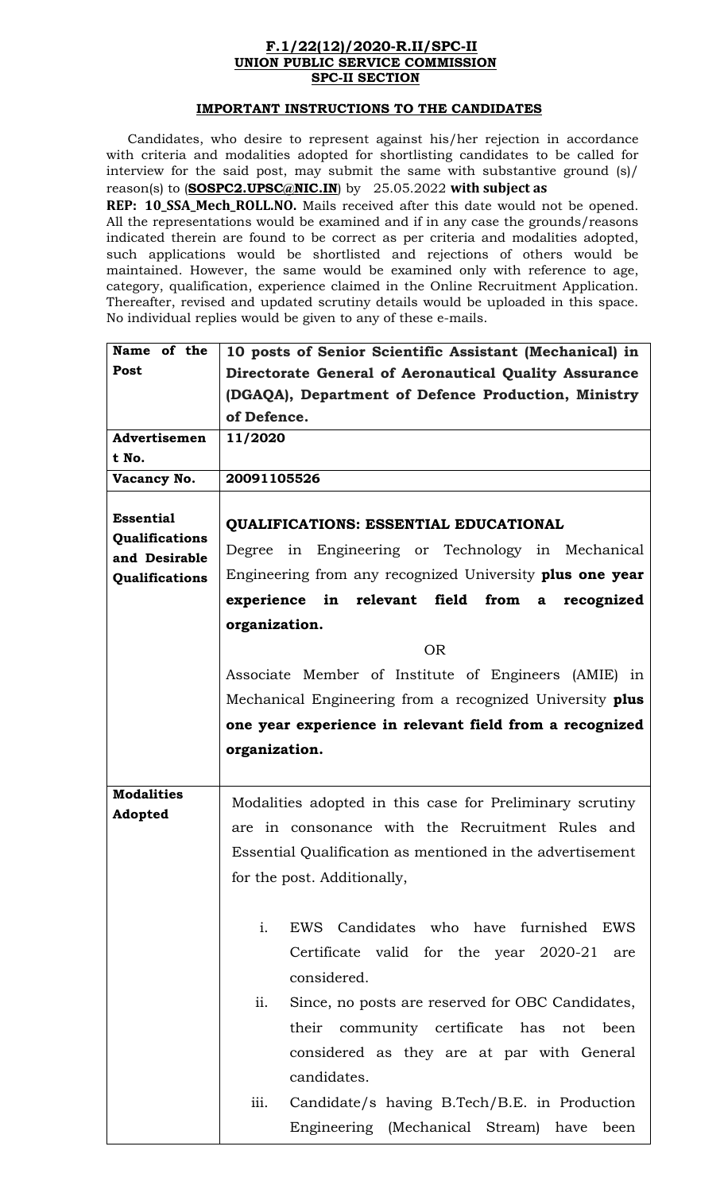**F.1/22(12)/2020-R.II/SPC-II**
**UNION PUBLIC SERVICE COMMISSION**
**SPC-II SECTION**

**IMPORTANT INSTRUCTIONS TO THE CANDIDATES**

Candidates, who desire to represent against his/her rejection in accordance with criteria and modalities adopted for shortlisting candidates to be called for interview for the said post, may submit the same with substantive ground (s)/ reason(s) to (**SOSPC2.UPSC@NIC.IN**) by 25.05.2022 **with subject as REP: 10_SSA_Mech_ROLL.NO.** Mails received after this date would not be opened. All the representations would be examined and if in any case the grounds/reasons indicated therein are found to be correct as per criteria and modalities adopted, such applications would be shortlisted and rejections of others would be maintained. However, the same would be examined only with reference to age, category, qualification, experience claimed in the Online Recruitment Application. Thereafter, revised and updated scrutiny details would be uploaded in this space. No individual replies would be given to any of these e-mails.

| | |
|---|---|
| **Name of the Post** | **10 posts of Senior Scientific Assistant (Mechanical) in Directorate General of Aeronautical Quality Assurance (DGAQA), Department of Defence Production, Ministry of Defence.** |
| **Advertisement No.** | **11/2020** |
| **Vacancy No.** | **20091105526** |
| **Essential Qualifications and Desirable Qualifications** | **QUALIFICATIONS: ESSENTIAL EDUCATIONAL**<br>Degree in Engineering or Technology in Mechanical Engineering from any recognized University **plus one year experience in relevant field from a recognized organization.**<br>OR<br>Associate Member of Institute of Engineers (AMIE) in Mechanical Engineering from a recognized University **plus one year experience in relevant field from a recognized organization.** |
| **Modalities Adopted** | Modalities adopted in this case for Preliminary scrutiny are in consonance with the Recruitment Rules and Essential Qualification as mentioned in the advertisement for the post. Additionally,<br>i. EWS Candidates who have furnished EWS Certificate valid for the year 2020-21 are considered.<br>ii. Since, no posts are reserved for OBC Candidates, their community certificate has not been considered as they are at par with General candidates.<br>iii. Candidate/s having B.Tech/B.E. in Production Engineering (Mechanical Stream) have been |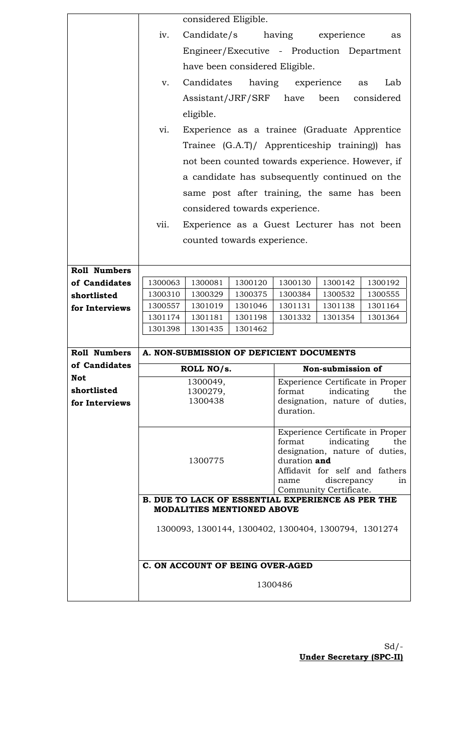| | |
|---|---|
| | considered Eligible.<br>iv. Candidate/s having experience as Engineer/Executive - Production Department have been considered Eligible.<br>v. Candidates having experience as Lab Assistant/JRF/SRF have been considered eligible.<br>vi. Experience as a trainee (Graduate Apprentice Trainee (G.A.T)/ Apprenticeship training)) has not been counted towards experience. However, if a candidate has subsequently continued on the same post after training, the same has been considered towards experience.<br>vii. Experience as a Guest Lecturer has not been counted towards experience. |
| **Roll Numbers of Candidates shortlisted for Interviews** | 1300063, 1300081, 1300120, 1300130, 1300142, 1300192, 1300310, 1300329, 1300375, 1300384, 1300532, 1300555, 1300557, 1301019, 1301046, 1301131, 1301138, 1301164, 1301174, 1301181, 1301198, 1301332, 1301354, 1301364, 1301398, 1301435, 1301462 |
| **Roll Numbers of Candidates Not shortlisted for Interviews** | **A. NON-SUBMISSION OF DEFICIENT DOCUMENTS** |

| ROLL NO/s. | Non-submission of |
|---|---|
| 1300049, 1300279, 1300438 | Experience Certificate in Proper format indicating the designation, nature of duties, duration. |
| 1300775 | Experience Certificate in Proper format indicating the designation, nature of duties, duration **and** Affidavit for self and fathers name discrepancy in Community Certificate. |

**B. DUE TO LACK OF ESSENTIAL EXPERIENCE AS PER THE MODALITIES MENTIONED ABOVE**

1300093, 1300144, 1300402, 1300404, 1300794, 1301274

**C. ON ACCOUNT OF BEING OVER-AGED**

1300486

Sd/-
**Under Secretary (SPC-II)**